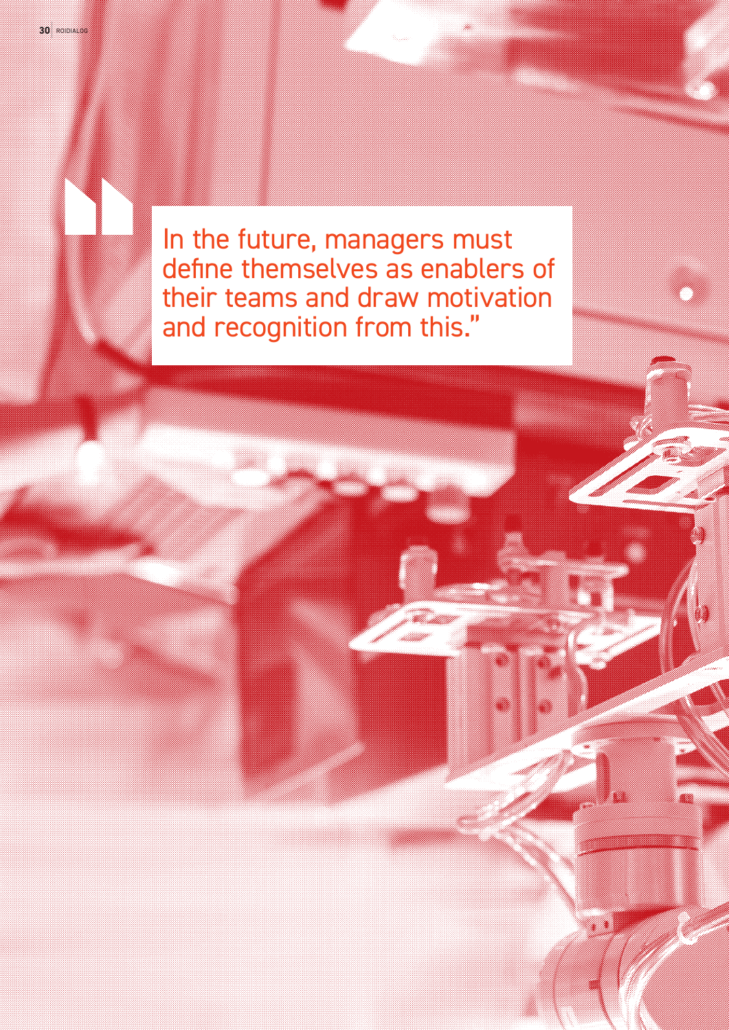> In the future, managers must define themselves as enablers of their teams and draw motivation and recognition from this."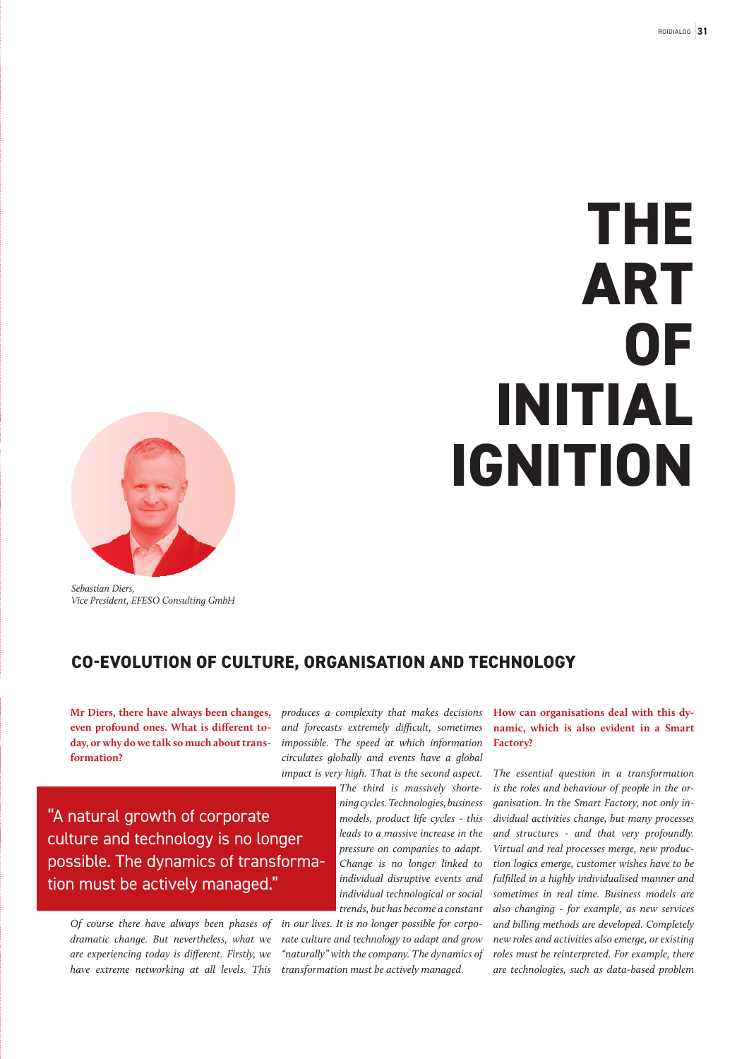# THE ART OF INITIAL IGNITION

*Sebastian Diers,*
*Vice President, EFESO Consulting GmbH*

## CO-EVOLUTION OF CULTURE, ORGANISATION AND TECHNOLOGY

**Mr Diers, there have always been changes, even profound ones. What is different today, or why do we talk so much about transformation?**

> "A natural growth of corporate culture and technology is no longer possible. The dynamics of transformation must be actively managed."

*Of course there have always been phases of dramatic change. But nevertheless, what we are experiencing today is different. Firstly, we have extreme networking at all levels. This produces a complexity that makes decisions and forecasts extremely difficult, sometimes impossible. The speed at which information circulates globally and events have a global impact is very high. That is the second aspect. The third is massively shortening cycles. Technologies, business models, product life cycles - this leads to a massive increase in the pressure on companies to adapt. Change is no longer linked to individual disruptive events and individual technological or social trends, but has become a constant in our lives. It is no longer possible for corporate culture and technology to adapt and grow "naturally" with the company. The dynamics of transformation must be actively managed.*

**How can organisations deal with this dynamic, which is also evident in a Smart Factory?**

*The essential question in a transformation is the roles and behaviour of people in the organisation. In the Smart Factory, not only individual activities change, but many processes and structures - and that very profoundly. Virtual and real processes merge, new production logics emerge, customer wishes have to be fulfilled in a highly individualised manner and sometimes in real time. Business models are also changing - for example, as new services and billing methods are developed. Completely new roles and activities also emerge, or existing roles must be reinterpreted. For example, there are technologies, such as data-based problem*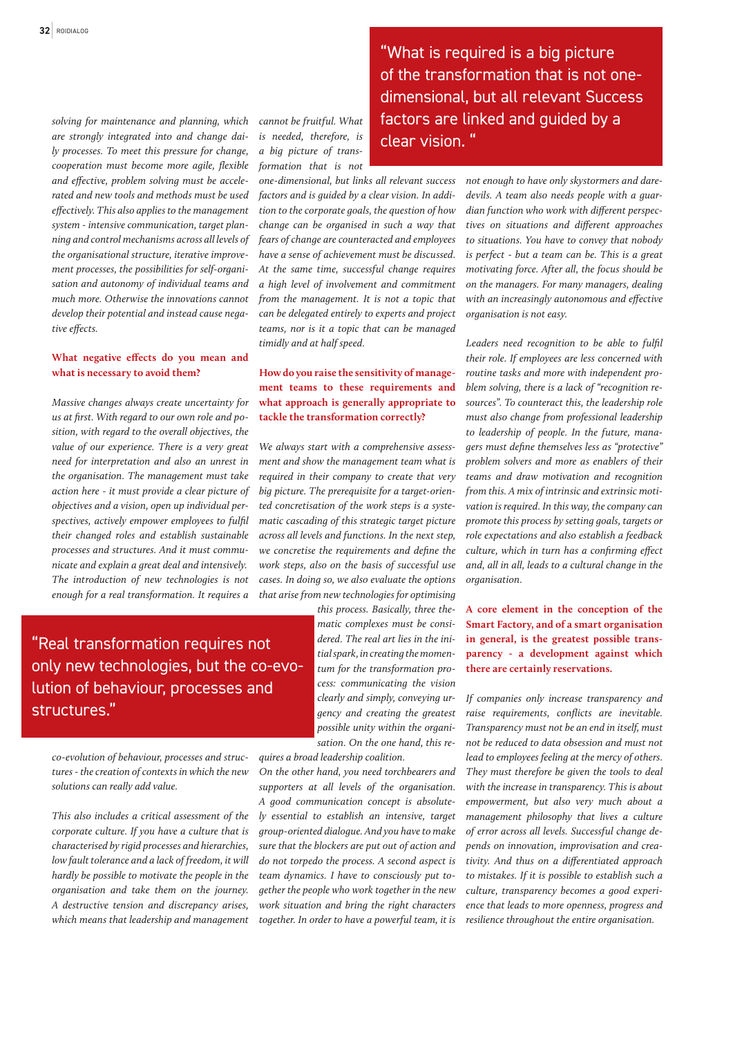*solving for maintenance and planning, which are strongly integrated into and change daily processes. To meet this pressure for change, cooperation must become more agile, flexible and effective, problem solving must be accelerated and new tools and methods must be used effectively. This also applies to the management system - intensive communication, target planning and control mechanisms across all levels of the organisational structure, iterative improvement processes, the possibilities for self-organisation and autonomy of individual teams and much more. Otherwise the innovations cannot develop their potential and instead cause negative effects.*

**What negative effects do you mean and what is necessary to avoid them?**

*Massive changes always create uncertainty for us at first. With regard to our own role and position, with regard to the overall objectives, the value of our experience. There is a very great need for interpretation and also an unrest in the organisation. The management must take action here - it must provide a clear picture of objectives and a vision, open up individual perspectives, actively empower employees to fulfil their changed roles and establish sustainable processes and structures. And it must communicate and explain a great deal and intensively. The introduction of new technologies is not enough for a real transformation. It requires a co-evolution of behaviour, processes and structures - the creation of contexts in which the new solutions can really add value.*

> "Real transformation requires not only new technologies, but the co-evolution of behaviour, processes and structures."

*This also includes a critical assessment of the corporate culture. If you have a culture that is characterised by rigid processes and hierarchies, low fault tolerance and a lack of freedom, it will hardly be possible to motivate the people in the organisation and take them on the journey. A destructive tension and discrepancy arises, which means that leadership and management cannot be fruitful. What is needed, therefore, is a big picture of transformation that is not one-dimensional, but links all relevant success factors and is guided by a clear vision. In addition to the corporate goals, the question of how change can be organised in such a way that fears of change are counteracted and employees have a sense of achievement must be discussed. At the same time, successful change requires a high level of involvement and commitment from the management. It is not a topic that can be delegated entirely to experts and project teams, nor is it a topic that can be managed timidly and at half speed.*

> "What is required is a big picture of the transformation that is not one-dimensional, but all relevant Success factors are linked and guided by a clear vision. "

**How do you raise the sensitivity of management teams to these requirements and what approach is generally appropriate to tackle the transformation correctly?**

*We always start with a comprehensive assessment and show the management team what is required in their company to create that very big picture. The prerequisite for a target-oriented concretisation of the work steps is a systematic cascading of this strategic target picture across all levels and functions. In the next step, we concretise the requirements and define the work steps, also on the basis of successful use cases. In doing so, we also evaluate the options that arise from new technologies for optimising this process. Basically, three thematic complexes must be considered. The real art lies in the initial spark, in creating the momentum for the transformation process: communicating the vision clearly and simply, conveying urgency and creating the greatest possible unity within the organisation. On the one hand, this requires a broad leadership coalition.*
*On the other hand, you need torchbearers and supporters at all levels of the organisation. A good communication concept is absolutely essential to establish an intensive, target group-oriented dialogue. And you have to make sure that the blockers are put out of action and do not torpedo the process. A second aspect is team dynamics. I have to consciously put together the people who work together in the new work situation and bring the right characters together. In order to have a powerful team, it is not enough to have only skystormers and daredevils. A team also needs people with a guardian function who work with different perspectives on situations and different approaches to situations. You have to convey that nobody is perfect - but a team can be. This is a great motivating force. After all, the focus should be on the managers. For many managers, dealing with an increasingly autonomous and effective organisation is not easy.*

*Leaders need recognition to be able to fulfil their role. If employees are less concerned with routine tasks and more with independent problem solving, there is a lack of "recognition resources". To counteract this, the leadership role must also change from professional leadership to leadership of people. In the future, managers must define themselves less as "protective" problem solvers and more as enablers of their teams and draw motivation and recognition from this. A mix of intrinsic and extrinsic motivation is required. In this way, the company can promote this process by setting goals, targets or role expectations and also establish a feedback culture, which in turn has a confirming effect and, all in all, leads to a cultural change in the organisation.*

**A core element in the conception of the Smart Factory, and of a smart organisation in general, is the greatest possible transparency - a development against which there are certainly reservations.**

*If companies only increase transparency and raise requirements, conflicts are inevitable. Transparency must not be an end in itself, must not be reduced to data obsession and must not lead to employees feeling at the mercy of others. They must therefore be given the tools to deal with the increase in transparency. This is about empowerment, but also very much about a management philosophy that lives a culture of error across all levels. Successful change depends on innovation, improvisation and creativity. And thus on a differentiated approach to mistakes. If it is possible to establish such a culture, transparency becomes a good experience that leads to more openness, progress and resilience throughout the entire organisation.*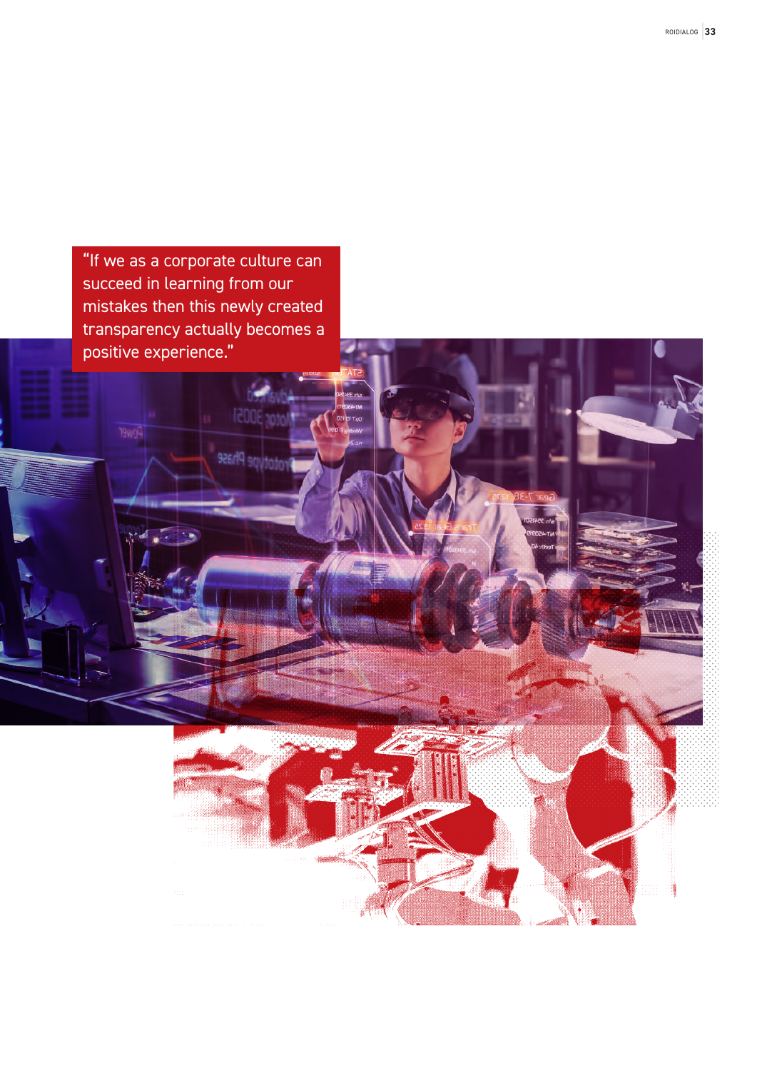"If we as a corporate culture can succeed in learning from our mistakes then this newly created transparency actually becomes a positive experience."